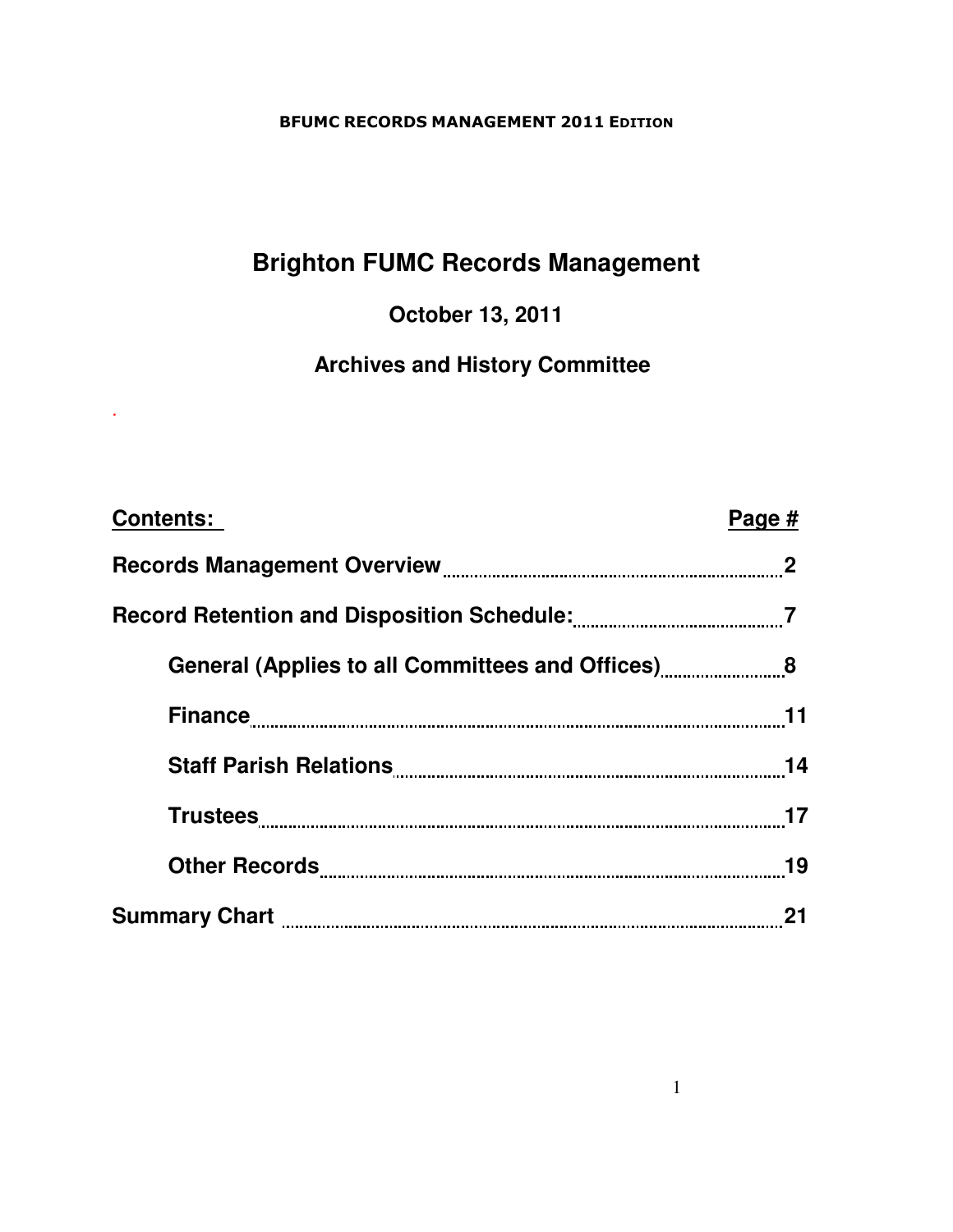# Brighton FUMC Records Management

### October 13, 2011

### Archives and History Committee

| **Contents:** | **Page #** |
|---|---|
| **Records Management Overview** | **2** |
| **Record Retention and Disposition Schedule:** | **7** |
| &nbsp;&nbsp;&nbsp;&nbsp;**General (Applies to all Committees and Offices)** | **8** |
| &nbsp;&nbsp;&nbsp;&nbsp;**Finance** | **11** |
| &nbsp;&nbsp;&nbsp;&nbsp;**Staff Parish Relations** | **14** |
| &nbsp;&nbsp;&nbsp;&nbsp;**Trustees** | **17** |
| &nbsp;&nbsp;&nbsp;&nbsp;**Other Records** | **19** |
| **Summary Chart** | **21** |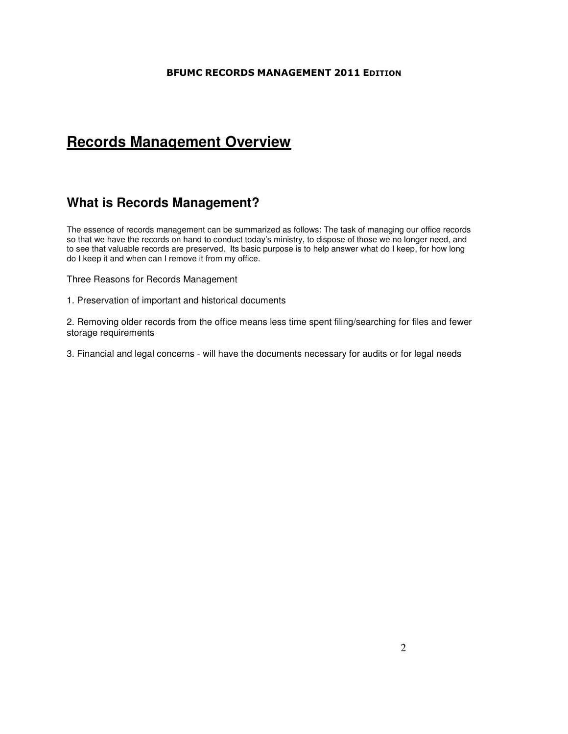# Records Management Overview

## What is Records Management?

The essence of records management can be summarized as follows: The task of managing our office records so that we have the records on hand to conduct today's ministry, to dispose of those we no longer need, and to see that valuable records are preserved. Its basic purpose is to help answer what do I keep, for how long do I keep it and when can I remove it from my office.

Three Reasons for Records Management

1. Preservation of important and historical documents

2. Removing older records from the office means less time spent filing/searching for files and fewer storage requirements

3. Financial and legal concerns - will have the documents necessary for audits or for legal needs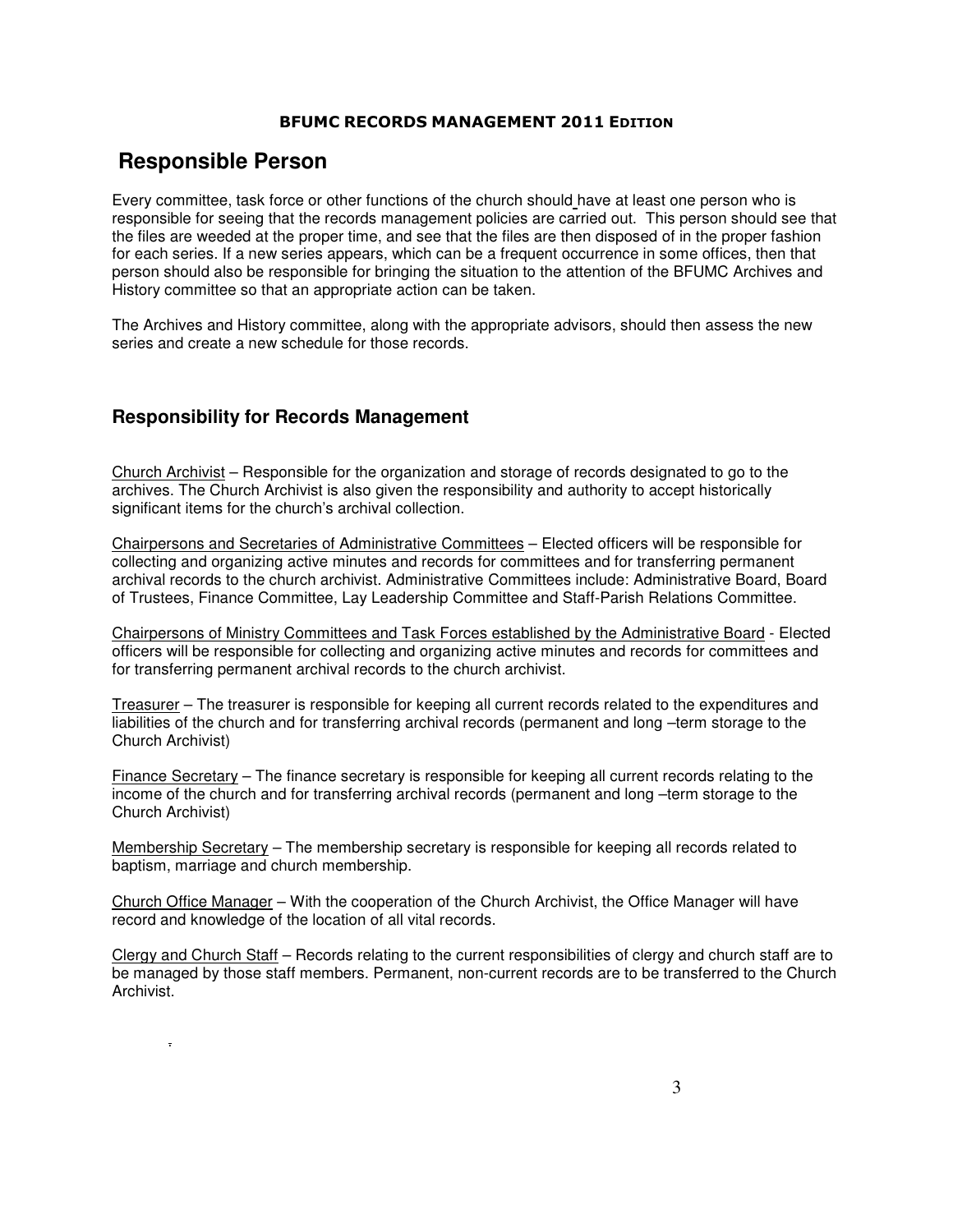## Responsible Person

Every committee, task force or other functions of the church should have at least one person who is responsible for seeing that the records management policies are carried out. This person should see that the files are weeded at the proper time, and see that the files are then disposed of in the proper fashion for each series. If a new series appears, which can be a frequent occurrence in some offices, then that person should also be responsible for bringing the situation to the attention of the BFUMC Archives and History committee so that an appropriate action can be taken.

The Archives and History committee, along with the appropriate advisors, should then assess the new series and create a new schedule for those records.

### Responsibility for Records Management

Church Archivist – Responsible for the organization and storage of records designated to go to the archives. The Church Archivist is also given the responsibility and authority to accept historically significant items for the church's archival collection.

Chairpersons and Secretaries of Administrative Committees – Elected officers will be responsible for collecting and organizing active minutes and records for committees and for transferring permanent archival records to the church archivist. Administrative Committees include: Administrative Board, Board of Trustees, Finance Committee, Lay Leadership Committee and Staff-Parish Relations Committee.

Chairpersons of Ministry Committees and Task Forces established by the Administrative Board - Elected officers will be responsible for collecting and organizing active minutes and records for committees and for transferring permanent archival records to the church archivist.

Treasurer – The treasurer is responsible for keeping all current records related to the expenditures and liabilities of the church and for transferring archival records (permanent and long –term storage to the Church Archivist)

Finance Secretary – The finance secretary is responsible for keeping all current records relating to the income of the church and for transferring archival records (permanent and long –term storage to the Church Archivist)

Membership Secretary – The membership secretary is responsible for keeping all records related to baptism, marriage and church membership.

Church Office Manager – With the cooperation of the Church Archivist, the Office Manager will have record and knowledge of the location of all vital records.

Clergy and Church Staff – Records relating to the current responsibilities of clergy and church staff are to be managed by those staff members. Permanent, non-current records are to be transferred to the Church Archivist.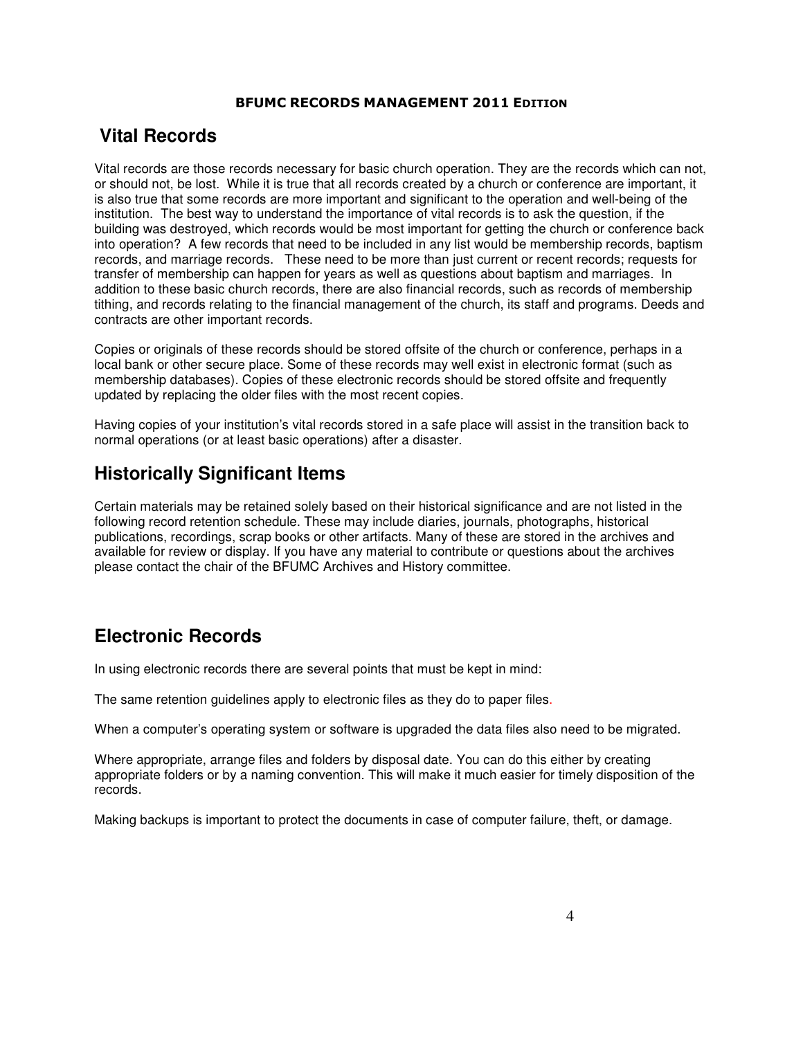## Vital Records

Vital records are those records necessary for basic church operation. They are the records which can not, or should not, be lost. While it is true that all records created by a church or conference are important, it is also true that some records are more important and significant to the operation and well-being of the institution. The best way to understand the importance of vital records is to ask the question, if the building was destroyed, which records would be most important for getting the church or conference back into operation? A few records that need to be included in any list would be membership records, baptism records, and marriage records. These need to be more than just current or recent records; requests for transfer of membership can happen for years as well as questions about baptism and marriages. In addition to these basic church records, there are also financial records, such as records of membership tithing, and records relating to the financial management of the church, its staff and programs. Deeds and contracts are other important records.

Copies or originals of these records should be stored offsite of the church or conference, perhaps in a local bank or other secure place. Some of these records may well exist in electronic format (such as membership databases). Copies of these electronic records should be stored offsite and frequently updated by replacing the older files with the most recent copies.

Having copies of your institution's vital records stored in a safe place will assist in the transition back to normal operations (or at least basic operations) after a disaster.

## Historically Significant Items

Certain materials may be retained solely based on their historical significance and are not listed in the following record retention schedule. These may include diaries, journals, photographs, historical publications, recordings, scrap books or other artifacts. Many of these are stored in the archives and available for review or display. If you have any material to contribute or questions about the archives please contact the chair of the BFUMC Archives and History committee.

## Electronic Records

In using electronic records there are several points that must be kept in mind:

The same retention guidelines apply to electronic files as they do to paper files.

When a computer's operating system or software is upgraded the data files also need to be migrated.

Where appropriate, arrange files and folders by disposal date. You can do this either by creating appropriate folders or by a naming convention. This will make it much easier for timely disposition of the records.

Making backups is important to protect the documents in case of computer failure, theft, or damage.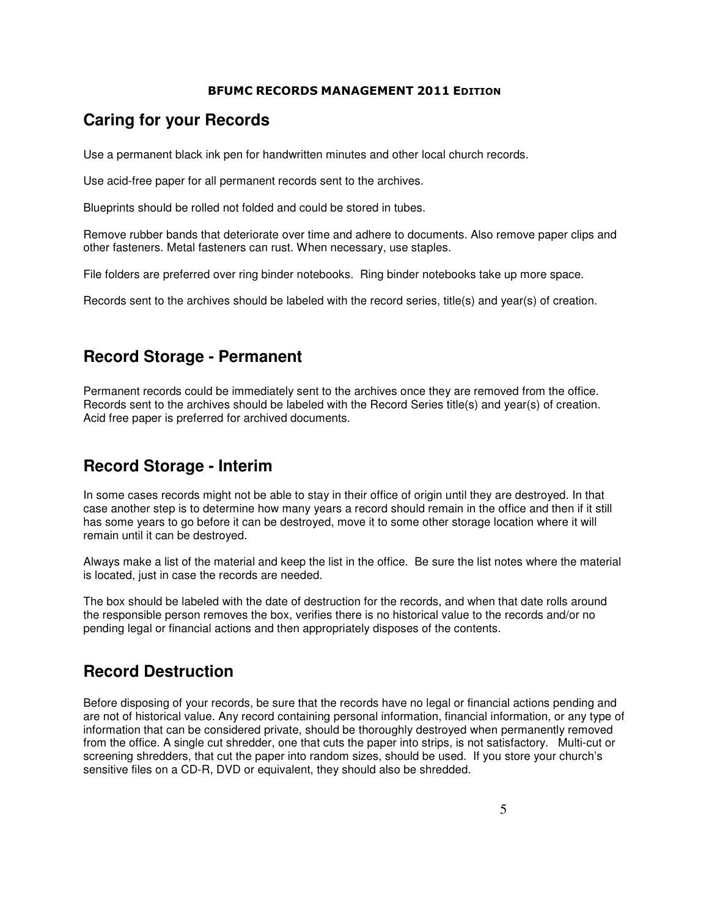## Caring for your Records

Use a permanent black ink pen for handwritten minutes and other local church records.

Use acid-free paper for all permanent records sent to the archives.

Blueprints should be rolled not folded and could be stored in tubes.

Remove rubber bands that deteriorate over time and adhere to documents. Also remove paper clips and other fasteners. Metal fasteners can rust. When necessary, use staples.

File folders are preferred over ring binder notebooks. Ring binder notebooks take up more space.

Records sent to the archives should be labeled with the record series, title(s) and year(s) of creation.

## Record Storage - Permanent

Permanent records could be immediately sent to the archives once they are removed from the office. Records sent to the archives should be labeled with the Record Series title(s) and year(s) of creation. Acid free paper is preferred for archived documents.

## Record Storage - Interim

In some cases records might not be able to stay in their office of origin until they are destroyed. In that case another step is to determine how many years a record should remain in the office and then if it still has some years to go before it can be destroyed, move it to some other storage location where it will remain until it can be destroyed.

Always make a list of the material and keep the list in the office. Be sure the list notes where the material is located, just in case the records are needed.

The box should be labeled with the date of destruction for the records, and when that date rolls around the responsible person removes the box, verifies there is no historical value to the records and/or no pending legal or financial actions and then appropriately disposes of the contents.

## Record Destruction

Before disposing of your records, be sure that the records have no legal or financial actions pending and are not of historical value. Any record containing personal information, financial information, or any type of information that can be considered private, should be thoroughly destroyed when permanently removed from the office. A single cut shredder, one that cuts the paper into strips, is not satisfactory. Multi-cut or screening shredders, that cut the paper into random sizes, should be used. If you store your church's sensitive files on a CD-R, DVD or equivalent, they should also be shredded.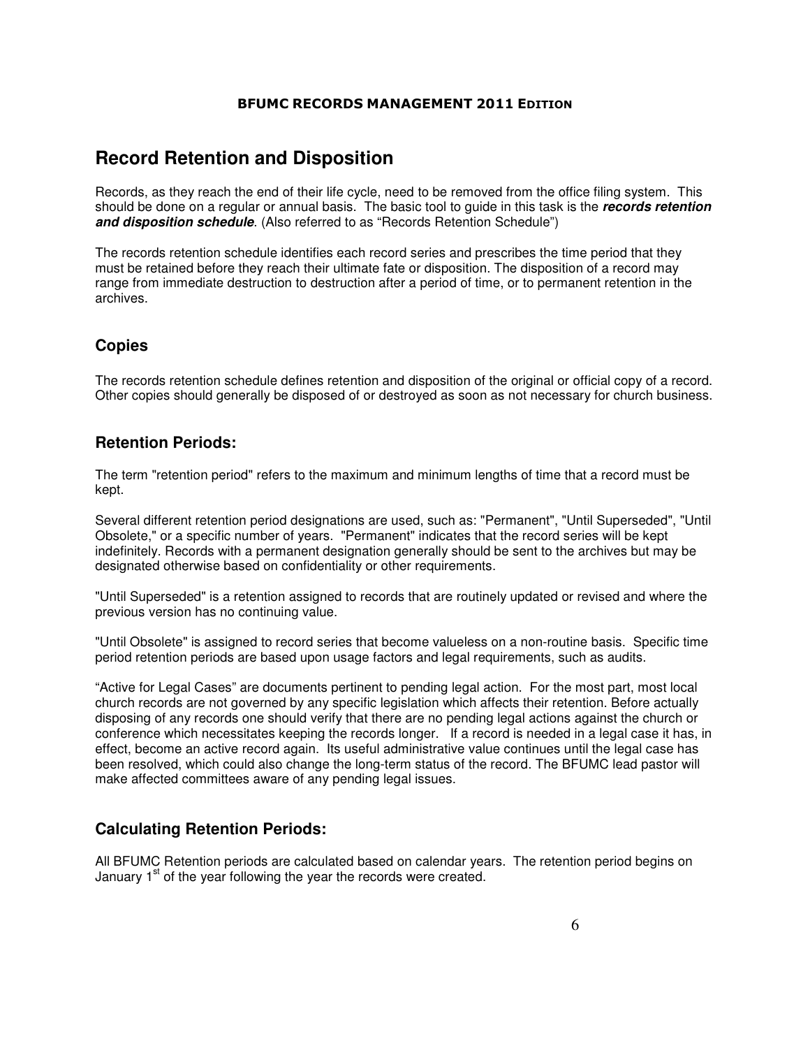# Record Retention and Disposition

Records, as they reach the end of their life cycle, need to be removed from the office filing system. This should be done on a regular or annual basis. The basic tool to guide in this task is the ***records retention and disposition schedule***. (Also referred to as "Records Retention Schedule")

The records retention schedule identifies each record series and prescribes the time period that they must be retained before they reach their ultimate fate or disposition. The disposition of a record may range from immediate destruction to destruction after a period of time, or to permanent retention in the archives.

## Copies

The records retention schedule defines retention and disposition of the original or official copy of a record. Other copies should generally be disposed of or destroyed as soon as not necessary for church business.

## Retention Periods:

The term "retention period" refers to the maximum and minimum lengths of time that a record must be kept.

Several different retention period designations are used, such as: "Permanent", "Until Superseded", "Until Obsolete," or a specific number of years. "Permanent" indicates that the record series will be kept indefinitely. Records with a permanent designation generally should be sent to the archives but may be designated otherwise based on confidentiality or other requirements.

"Until Superseded" is a retention assigned to records that are routinely updated or revised and where the previous version has no continuing value.

"Until Obsolete" is assigned to record series that become valueless on a non-routine basis. Specific time period retention periods are based upon usage factors and legal requirements, such as audits.

"Active for Legal Cases" are documents pertinent to pending legal action. For the most part, most local church records are not governed by any specific legislation which affects their retention. Before actually disposing of any records one should verify that there are no pending legal actions against the church or conference which necessitates keeping the records longer. If a record is needed in a legal case it has, in effect, become an active record again. Its useful administrative value continues until the legal case has been resolved, which could also change the long-term status of the record. The BFUMC lead pastor will make affected committees aware of any pending legal issues.

## Calculating Retention Periods:

All BFUMC Retention periods are calculated based on calendar years. The retention period begins on January 1st of the year following the year the records were created.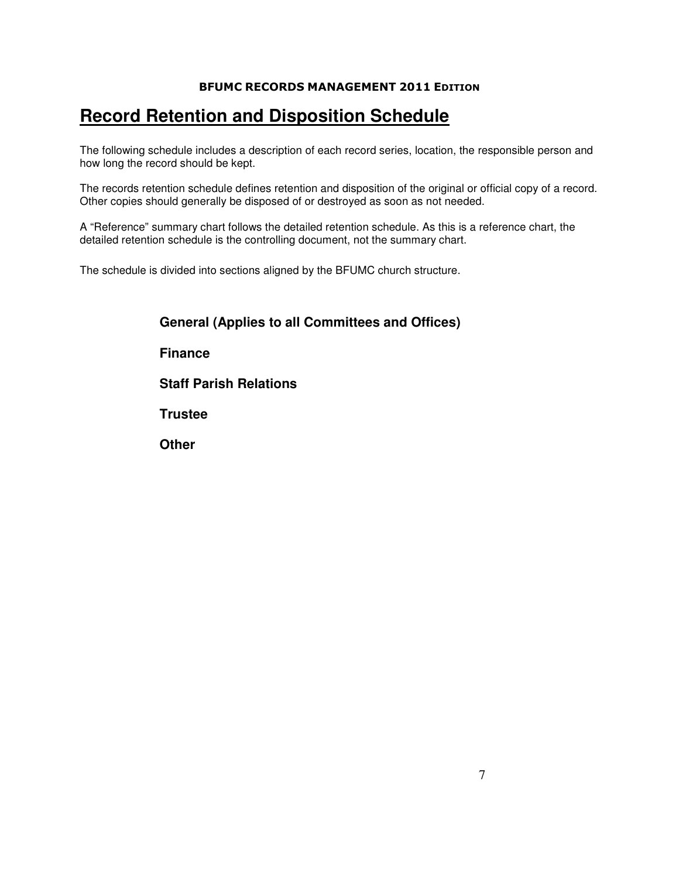# Record Retention and Disposition Schedule

The following schedule includes a description of each record series, location, the responsible person and how long the record should be kept.

The records retention schedule defines retention and disposition of the original or official copy of a record. Other copies should generally be disposed of or destroyed as soon as not needed.

A "Reference" summary chart follows the detailed retention schedule. As this is a reference chart, the detailed retention schedule is the controlling document, not the summary chart.

The schedule is divided into sections aligned by the BFUMC church structure.

**General (Applies to all Committees and Offices)**

**Finance**

**Staff Parish Relations**

**Trustee**

**Other**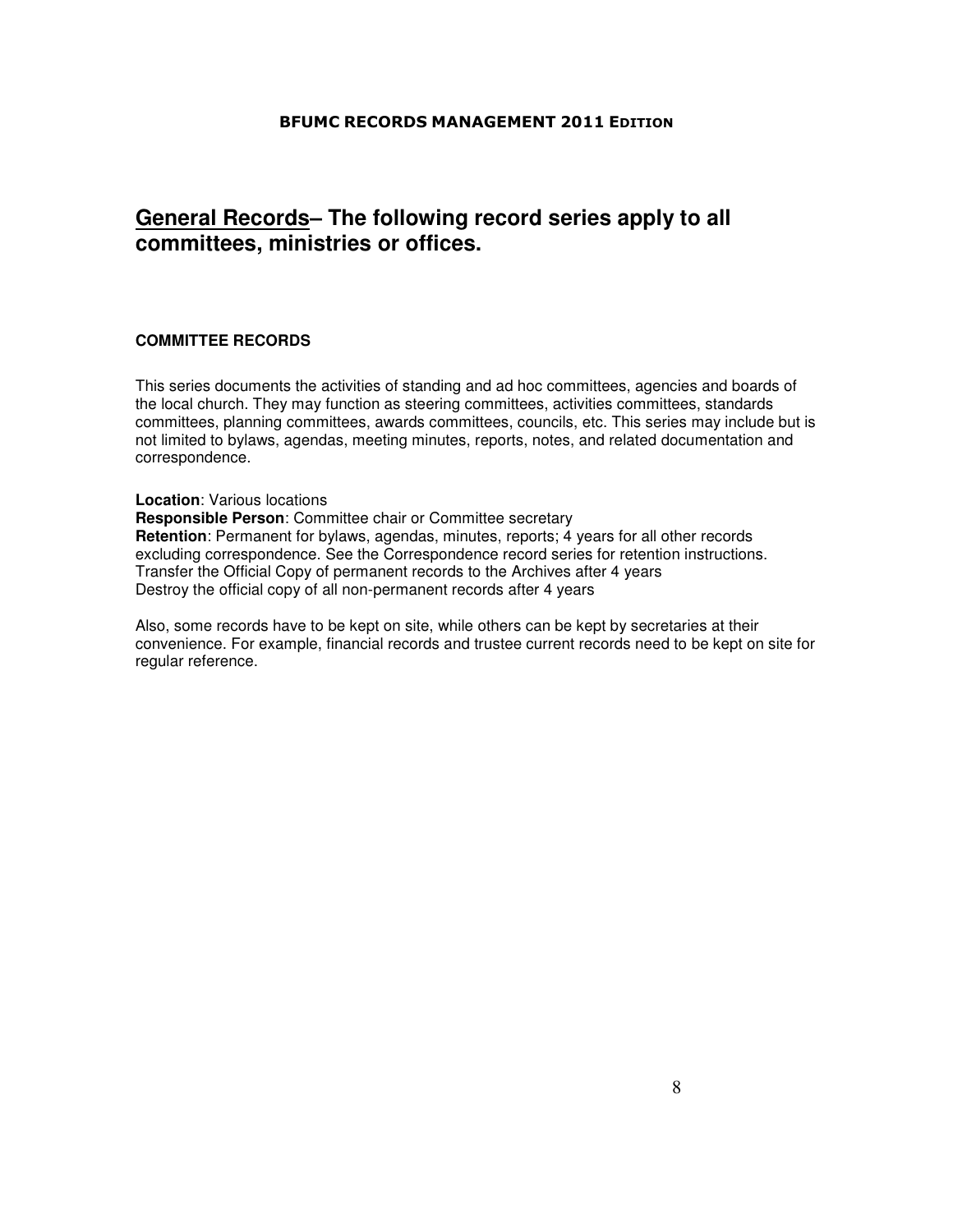## General Records– The following record series apply to all committees, ministries or offices.

**COMMITTEE RECORDS**

This series documents the activities of standing and ad hoc committees, agencies and boards of the local church. They may function as steering committees, activities committees, standards committees, planning committees, awards committees, councils, etc. This series may include but is not limited to bylaws, agendas, meeting minutes, reports, notes, and related documentation and correspondence.

**Location**: Various locations
**Responsible Person**: Committee chair or Committee secretary
**Retention**: Permanent for bylaws, agendas, minutes, reports; 4 years for all other records excluding correspondence. See the Correspondence record series for retention instructions.
Transfer the Official Copy of permanent records to the Archives after 4 years
Destroy the official copy of all non-permanent records after 4 years

Also, some records have to be kept on site, while others can be kept by secretaries at their convenience. For example, financial records and trustee current records need to be kept on site for regular reference.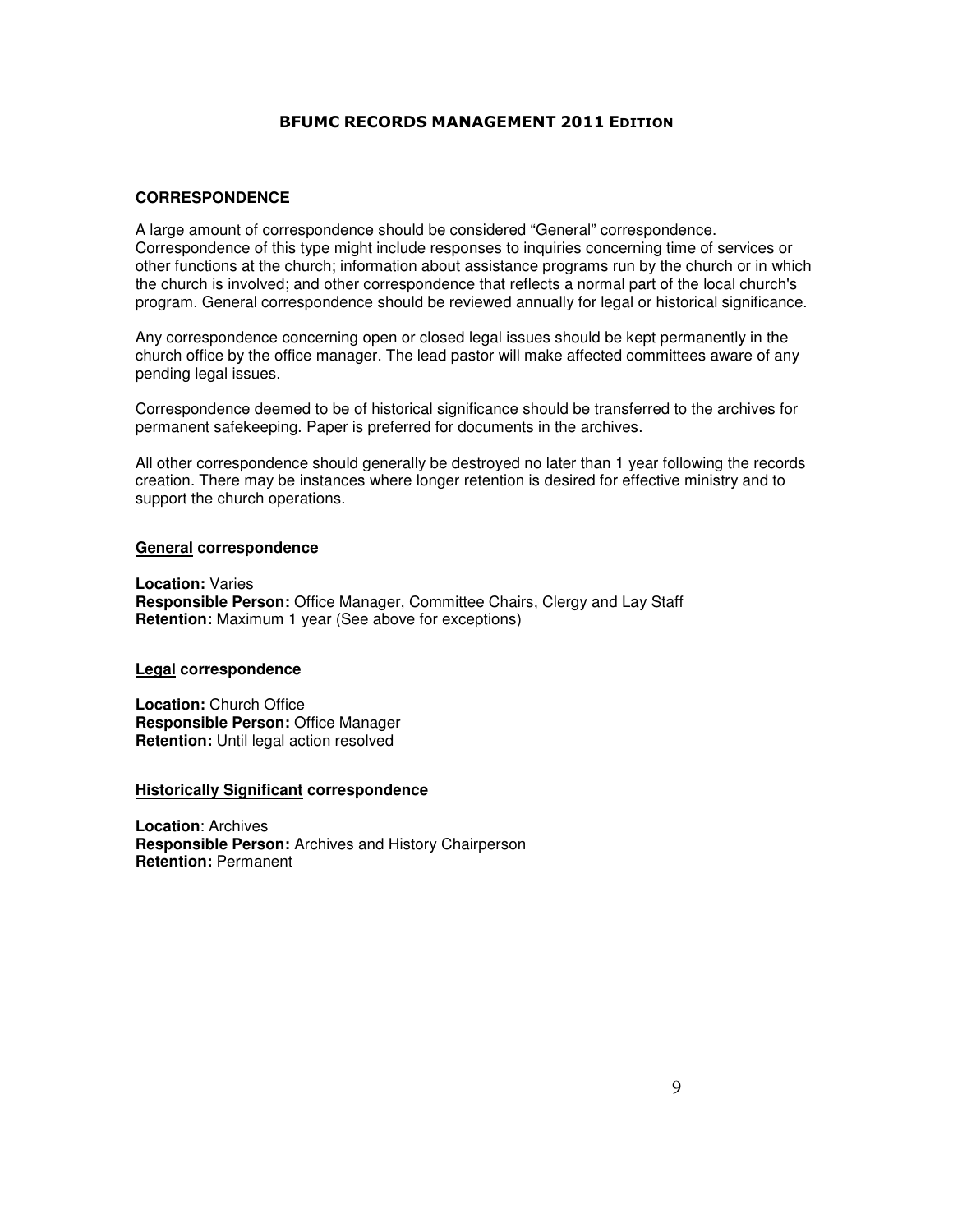## CORRESPONDENCE

A large amount of correspondence should be considered "General" correspondence. Correspondence of this type might include responses to inquiries concerning time of services or other functions at the church; information about assistance programs run by the church or in which the church is involved; and other correspondence that reflects a normal part of the local church's program. General correspondence should be reviewed annually for legal or historical significance.

Any correspondence concerning open or closed legal issues should be kept permanently in the church office by the office manager. The lead pastor will make affected committees aware of any pending legal issues.

Correspondence deemed to be of historical significance should be transferred to the archives for permanent safekeeping. Paper is preferred for documents in the archives.

All other correspondence should generally be destroyed no later than 1 year following the records creation. There may be instances where longer retention is desired for effective ministry and to support the church operations.

### General correspondence

**Location:** Varies
**Responsible Person:** Office Manager, Committee Chairs, Clergy and Lay Staff
**Retention:** Maximum 1 year (See above for exceptions)

### Legal correspondence

**Location:** Church Office
**Responsible Person:** Office Manager
**Retention:** Until legal action resolved

### Historically Significant correspondence

**Location**: Archives
**Responsible Person:** Archives and History Chairperson
**Retention:** Permanent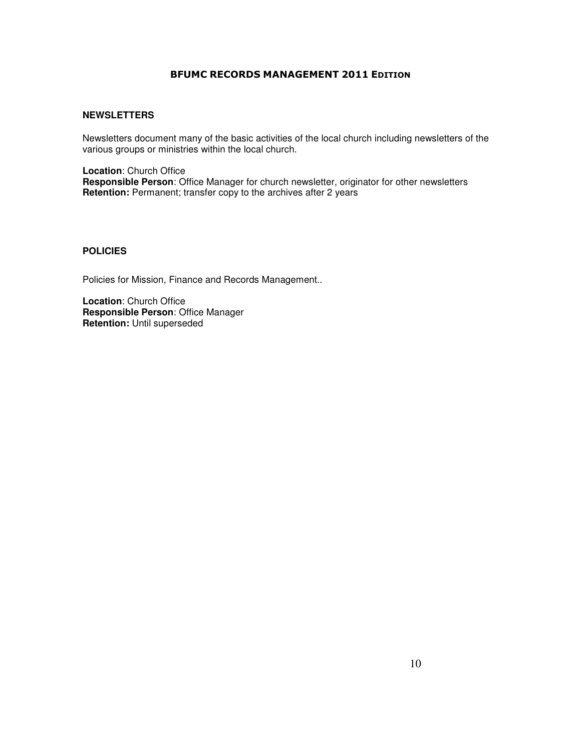## NEWSLETTERS

Newsletters document many of the basic activities of the local church including newsletters of the various groups or ministries within the local church.

**Location**: Church Office
**Responsible Person**: Office Manager for church newsletter, originator for other newsletters
**Retention:** Permanent; transfer copy to the archives after 2 years

## POLICIES

Policies for Mission, Finance and Records Management..

**Location**: Church Office
**Responsible Person**: Office Manager
**Retention:** Until superseded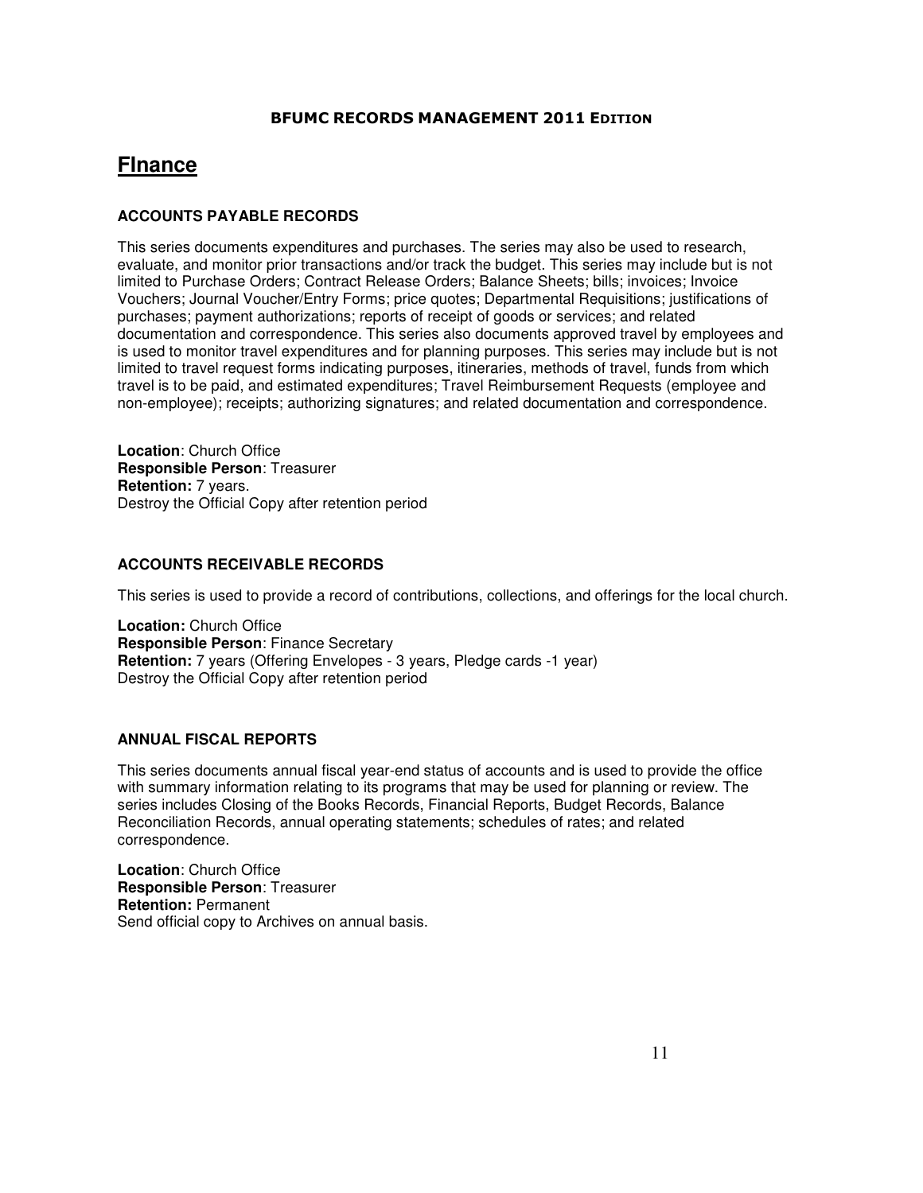# FInance

### ACCOUNTS PAYABLE RECORDS

This series documents expenditures and purchases. The series may also be used to research, evaluate, and monitor prior transactions and/or track the budget. This series may include but is not limited to Purchase Orders; Contract Release Orders; Balance Sheets; bills; invoices; Invoice Vouchers; Journal Voucher/Entry Forms; price quotes; Departmental Requisitions; justifications of purchases; payment authorizations; reports of receipt of goods or services; and related documentation and correspondence. This series also documents approved travel by employees and is used to monitor travel expenditures and for planning purposes. This series may include but is not limited to travel request forms indicating purposes, itineraries, methods of travel, funds from which travel is to be paid, and estimated expenditures; Travel Reimbursement Requests (employee and non-employee); receipts; authorizing signatures; and related documentation and correspondence.

**Location**: Church Office
**Responsible Person**: Treasurer
**Retention:** 7 years.
Destroy the Official Copy after retention period

### ACCOUNTS RECEIVABLE RECORDS

This series is used to provide a record of contributions, collections, and offerings for the local church.

**Location:** Church Office
**Responsible Person**: Finance Secretary
**Retention:** 7 years (Offering Envelopes - 3 years, Pledge cards -1 year)
Destroy the Official Copy after retention period

### ANNUAL FISCAL REPORTS

This series documents annual fiscal year-end status of accounts and is used to provide the office with summary information relating to its programs that may be used for planning or review. The series includes Closing of the Books Records, Financial Reports, Budget Records, Balance Reconciliation Records, annual operating statements; schedules of rates; and related correspondence.

**Location**: Church Office
**Responsible Person**: Treasurer
**Retention:** Permanent
Send official copy to Archives on annual basis.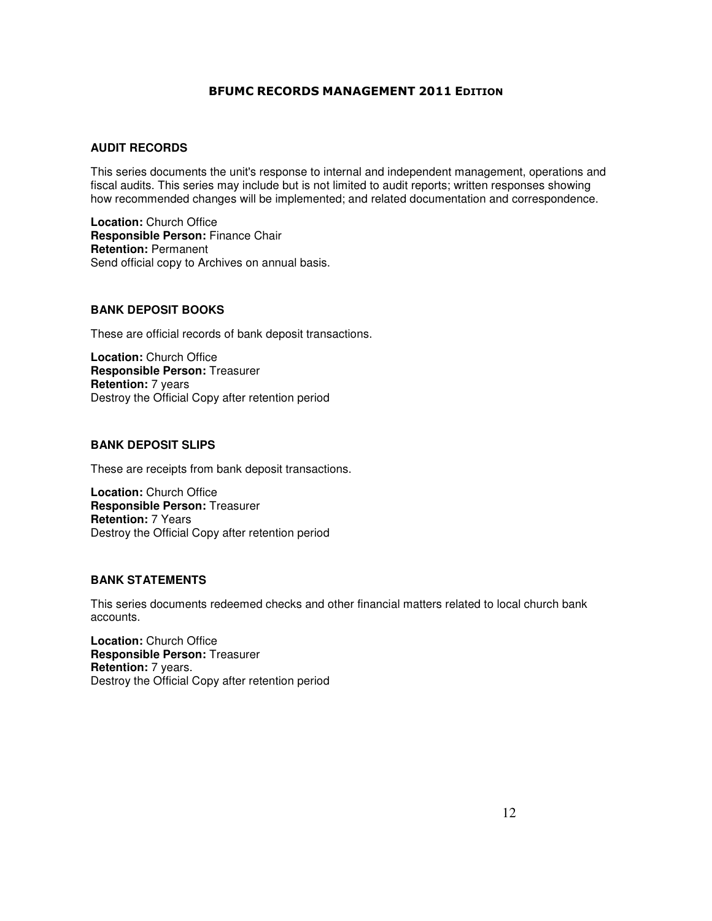## AUDIT RECORDS

This series documents the unit's response to internal and independent management, operations and fiscal audits. This series may include but is not limited to audit reports; written responses showing how recommended changes will be implemented; and related documentation and correspondence.

**Location:** Church Office
**Responsible Person:** Finance Chair
**Retention:** Permanent
Send official copy to Archives on annual basis.

## BANK DEPOSIT BOOKS

These are official records of bank deposit transactions.

**Location:** Church Office
**Responsible Person:** Treasurer
**Retention:** 7 years
Destroy the Official Copy after retention period

## BANK DEPOSIT SLIPS

These are receipts from bank deposit transactions.

**Location:** Church Office
**Responsible Person:** Treasurer
**Retention:** 7 Years
Destroy the Official Copy after retention period

## BANK STATEMENTS

This series documents redeemed checks and other financial matters related to local church bank accounts.

**Location:** Church Office
**Responsible Person:** Treasurer
**Retention:** 7 years.
Destroy the Official Copy after retention period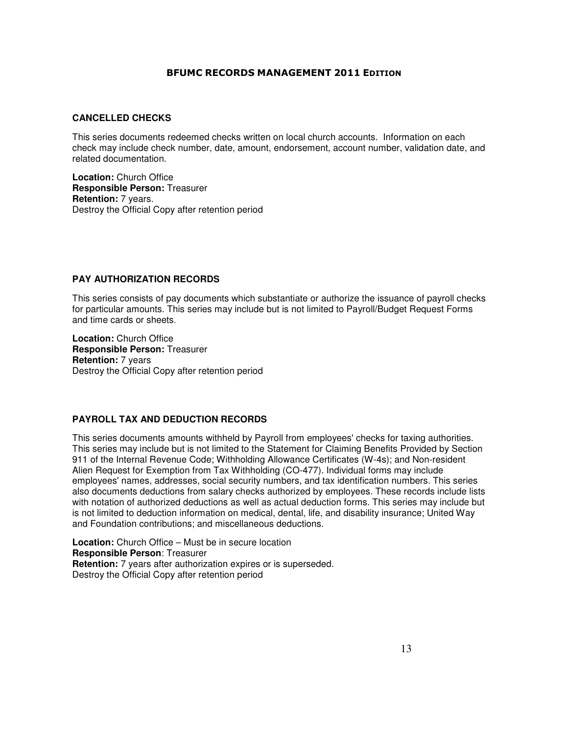### CANCELLED CHECKS

This series documents redeemed checks written on local church accounts. Information on each check may include check number, date, amount, endorsement, account number, validation date, and related documentation.

**Location:** Church Office
**Responsible Person:** Treasurer
**Retention:** 7 years.
Destroy the Official Copy after retention period

### PAY AUTHORIZATION RECORDS

This series consists of pay documents which substantiate or authorize the issuance of payroll checks for particular amounts. This series may include but is not limited to Payroll/Budget Request Forms and time cards or sheets.

**Location:** Church Office
**Responsible Person:** Treasurer
**Retention:** 7 years
Destroy the Official Copy after retention period

### PAYROLL TAX AND DEDUCTION RECORDS

This series documents amounts withheld by Payroll from employees' checks for taxing authorities. This series may include but is not limited to the Statement for Claiming Benefits Provided by Section 911 of the Internal Revenue Code; Withholding Allowance Certificates (W-4s); and Non-resident Alien Request for Exemption from Tax Withholding (CO-477). Individual forms may include employees' names, addresses, social security numbers, and tax identification numbers. This series also documents deductions from salary checks authorized by employees. These records include lists with notation of authorized deductions as well as actual deduction forms. This series may include but is not limited to deduction information on medical, dental, life, and disability insurance; United Way and Foundation contributions; and miscellaneous deductions.

**Location:** Church Office – Must be in secure location
**Responsible Person**: Treasurer
**Retention:** 7 years after authorization expires or is superseded.
Destroy the Official Copy after retention period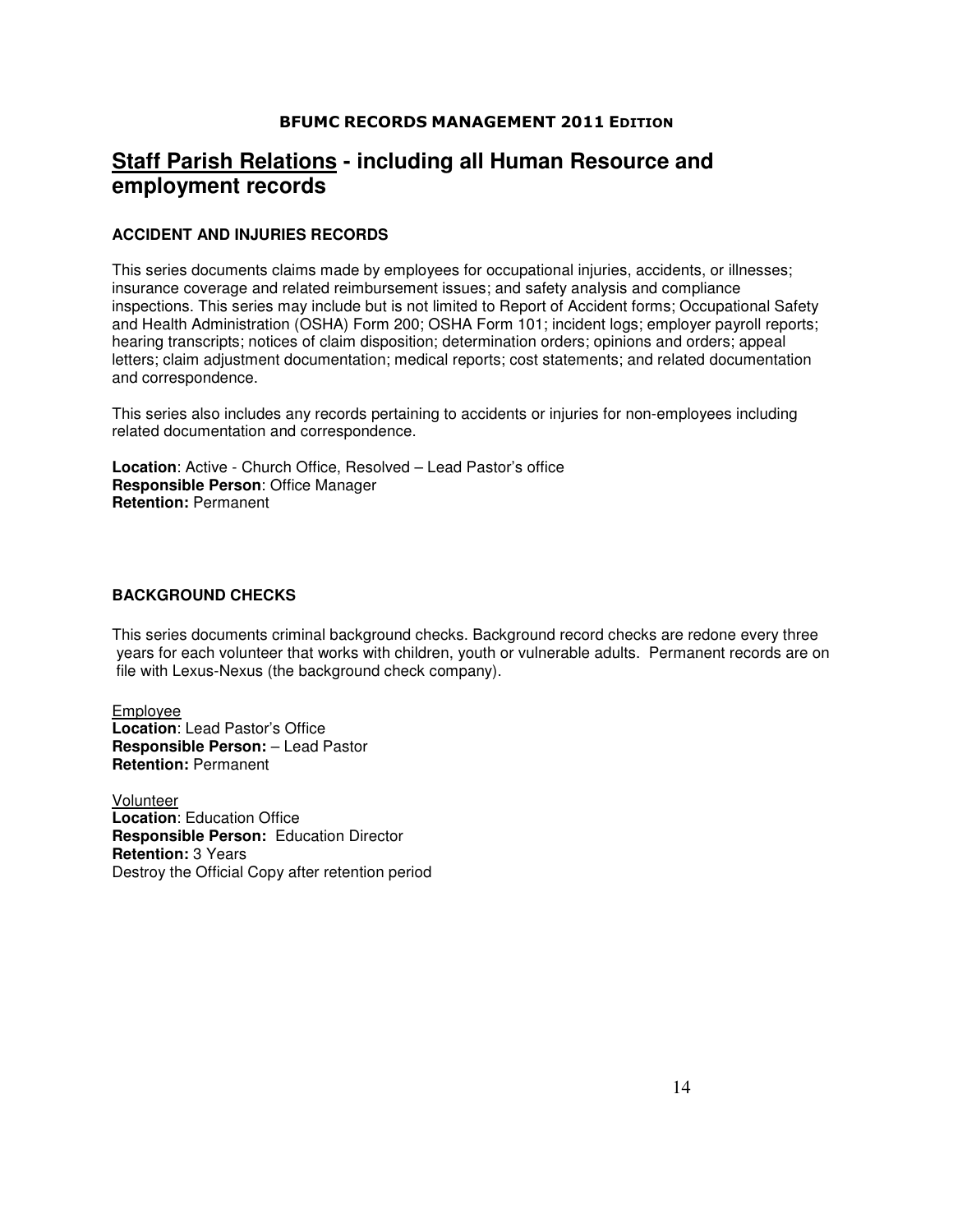## Staff Parish Relations - including all Human Resource and employment records

### ACCIDENT AND INJURIES RECORDS

This series documents claims made by employees for occupational injuries, accidents, or illnesses; insurance coverage and related reimbursement issues; and safety analysis and compliance inspections. This series may include but is not limited to Report of Accident forms; Occupational Safety and Health Administration (OSHA) Form 200; OSHA Form 101; incident logs; employer payroll reports; hearing transcripts; notices of claim disposition; determination orders; opinions and orders; appeal letters; claim adjustment documentation; medical reports; cost statements; and related documentation and correspondence.

This series also includes any records pertaining to accidents or injuries for non-employees including related documentation and correspondence.

**Location**: Active - Church Office, Resolved – Lead Pastor's office
**Responsible Person**: Office Manager
**Retention:** Permanent

### BACKGROUND CHECKS

This series documents criminal background checks. Background record checks are redone every three years for each volunteer that works with children, youth or vulnerable adults. Permanent records are on file with Lexus-Nexus (the background check company).

Employee
**Location**: Lead Pastor's Office
**Responsible Person:** – Lead Pastor
**Retention:** Permanent

Volunteer
**Location**: Education Office
**Responsible Person:** Education Director
**Retention:** 3 Years
Destroy the Official Copy after retention period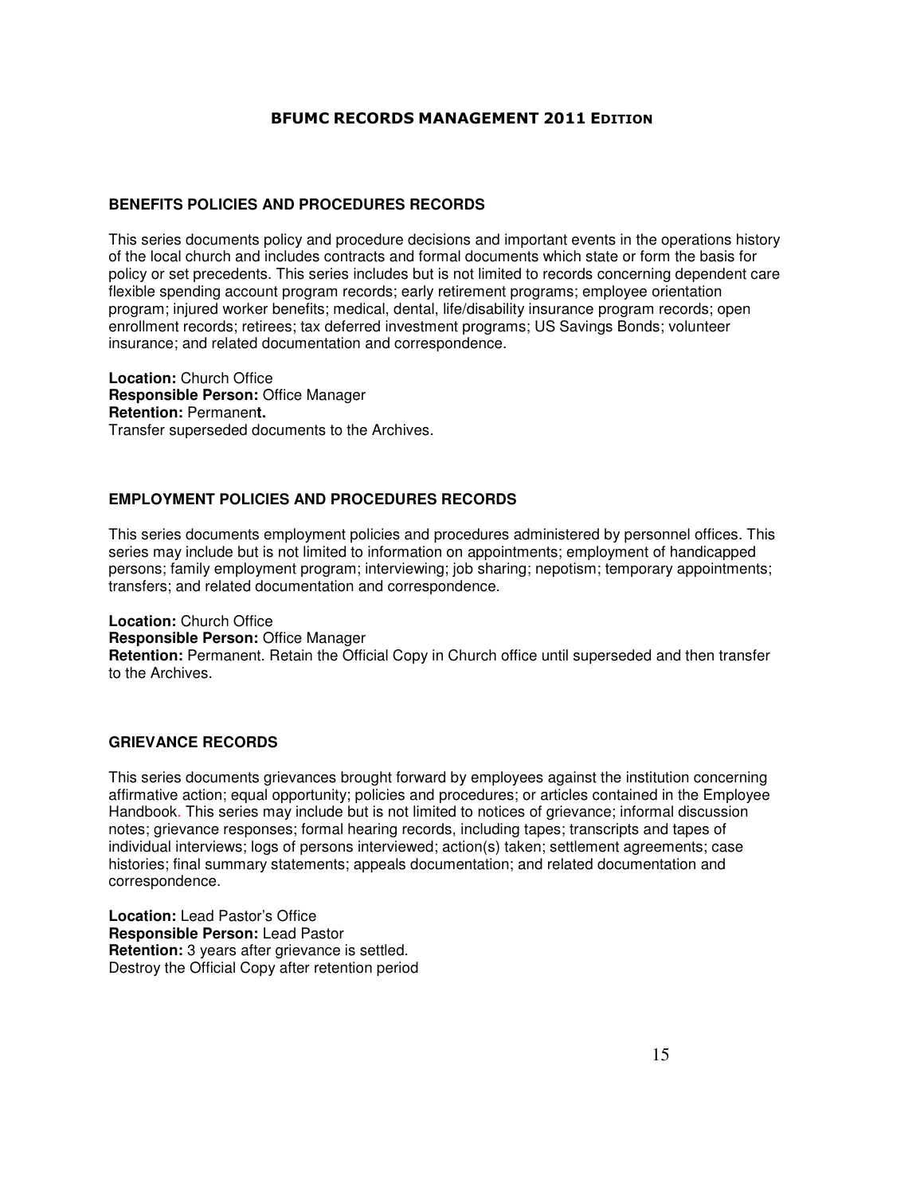## BENEFITS POLICIES AND PROCEDURES RECORDS

This series documents policy and procedure decisions and important events in the operations history of the local church and includes contracts and formal documents which state or form the basis for policy or set precedents. This series includes but is not limited to records concerning dependent care flexible spending account program records; early retirement programs; employee orientation program; injured worker benefits; medical, dental, life/disability insurance program records; open enrollment records; retirees; tax deferred investment programs; US Savings Bonds; volunteer insurance; and related documentation and correspondence.

**Location:** Church Office
**Responsible Person:** Office Manager
**Retention:** Permanen**t.**
Transfer superseded documents to the Archives.

## EMPLOYMENT POLICIES AND PROCEDURES RECORDS

This series documents employment policies and procedures administered by personnel offices. This series may include but is not limited to information on appointments; employment of handicapped persons; family employment program; interviewing; job sharing; nepotism; temporary appointments; transfers; and related documentation and correspondence.

**Location:** Church Office
**Responsible Person:** Office Manager
**Retention:** Permanent. Retain the Official Copy in Church office until superseded and then transfer to the Archives.

## GRIEVANCE RECORDS

This series documents grievances brought forward by employees against the institution concerning affirmative action; equal opportunity; policies and procedures; or articles contained in the Employee Handbook. This series may include but is not limited to notices of grievance; informal discussion notes; grievance responses; formal hearing records, including tapes; transcripts and tapes of individual interviews; logs of persons interviewed; action(s) taken; settlement agreements; case histories; final summary statements; appeals documentation; and related documentation and correspondence.

**Location:** Lead Pastor's Office
**Responsible Person:** Lead Pastor
**Retention:** 3 years after grievance is settled.
Destroy the Official Copy after retention period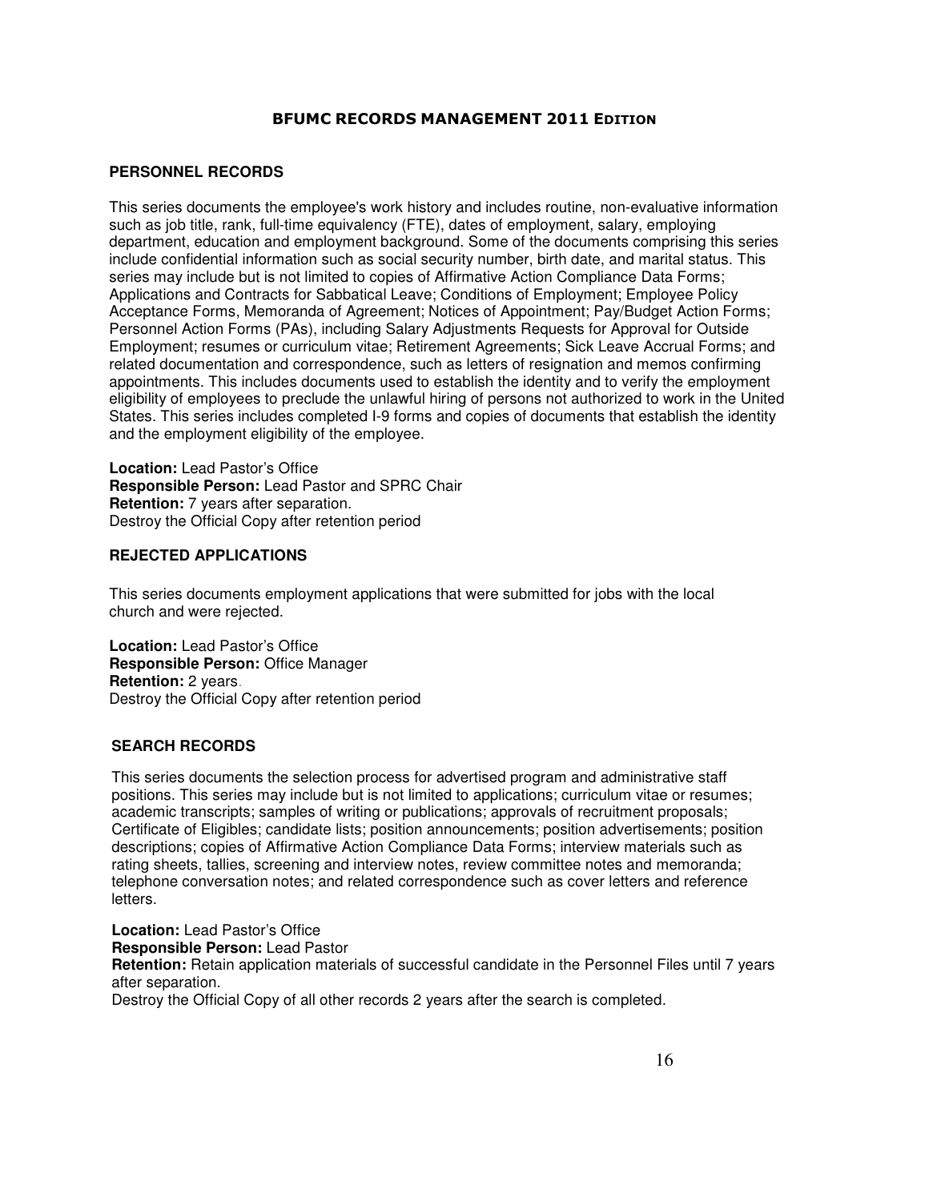## PERSONNEL RECORDS

This series documents the employee's work history and includes routine, non-evaluative information such as job title, rank, full-time equivalency (FTE), dates of employment, salary, employing department, education and employment background. Some of the documents comprising this series include confidential information such as social security number, birth date, and marital status. This series may include but is not limited to copies of Affirmative Action Compliance Data Forms; Applications and Contracts for Sabbatical Leave; Conditions of Employment; Employee Policy Acceptance Forms, Memoranda of Agreement; Notices of Appointment; Pay/Budget Action Forms; Personnel Action Forms (PAs), including Salary Adjustments Requests for Approval for Outside Employment; resumes or curriculum vitae; Retirement Agreements; Sick Leave Accrual Forms; and related documentation and correspondence, such as letters of resignation and memos confirming appointments. This includes documents used to establish the identity and to verify the employment eligibility of employees to preclude the unlawful hiring of persons not authorized to work in the United States. This series includes completed I-9 forms and copies of documents that establish the identity and the employment eligibility of the employee.

**Location:** Lead Pastor's Office
**Responsible Person:** Lead Pastor and SPRC Chair
**Retention:** 7 years after separation.
Destroy the Official Copy after retention period

## REJECTED APPLICATIONS

This series documents employment applications that were submitted for jobs with the local church and were rejected.

**Location:** Lead Pastor's Office
**Responsible Person:** Office Manager
**Retention:** 2 years.
Destroy the Official Copy after retention period

## SEARCH RECORDS

This series documents the selection process for advertised program and administrative staff positions. This series may include but is not limited to applications; curriculum vitae or resumes; academic transcripts; samples of writing or publications; approvals of recruitment proposals; Certificate of Eligibles; candidate lists; position announcements; position advertisements; position descriptions; copies of Affirmative Action Compliance Data Forms; interview materials such as rating sheets, tallies, screening and interview notes, review committee notes and memoranda; telephone conversation notes; and related correspondence such as cover letters and reference letters.

**Location:** Lead Pastor's Office
**Responsible Person:** Lead Pastor
**Retention:** Retain application materials of successful candidate in the Personnel Files until 7 years after separation.
Destroy the Official Copy of all other records 2 years after the search is completed.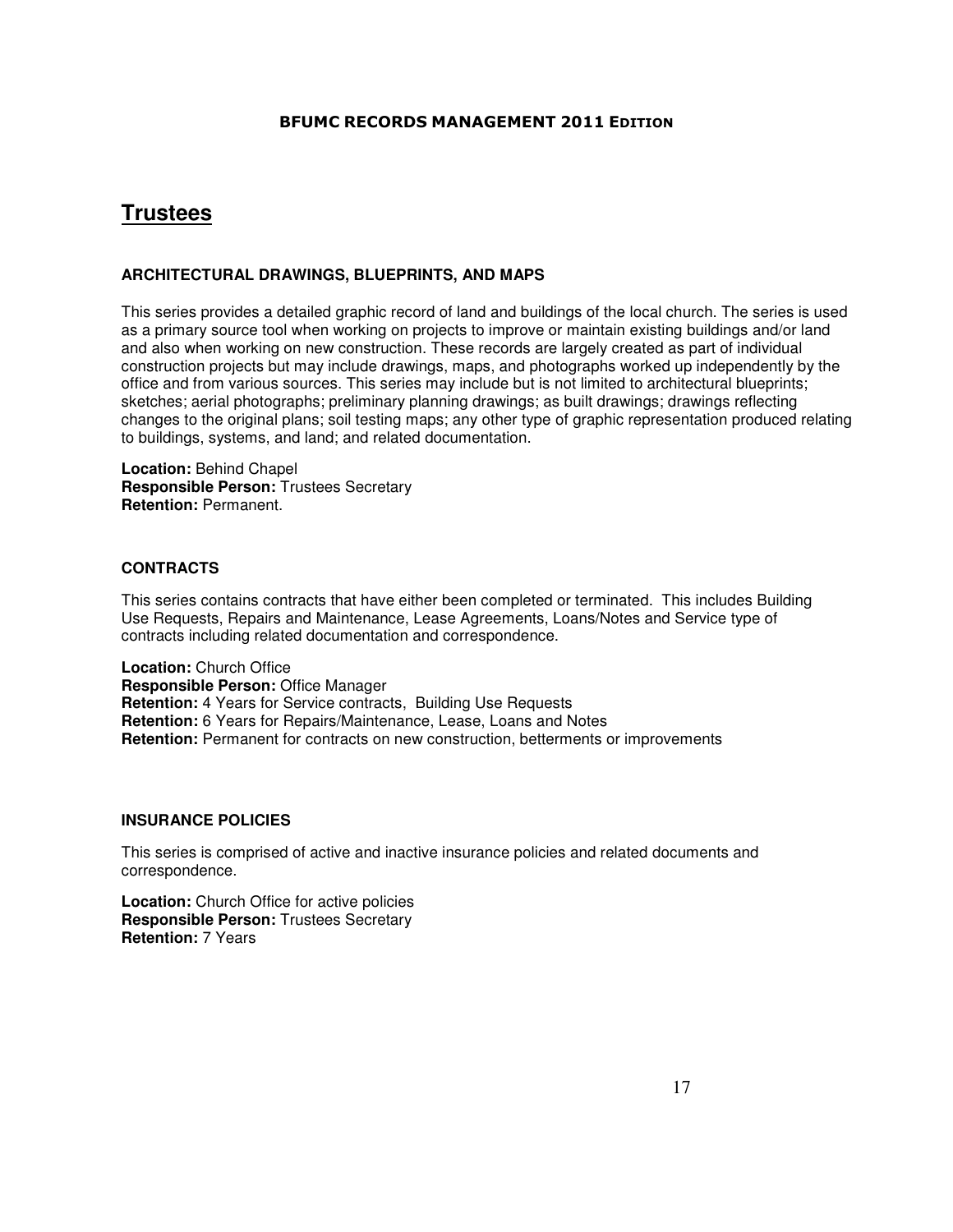# Trustees

### ARCHITECTURAL DRAWINGS, BLUEPRINTS, AND MAPS

This series provides a detailed graphic record of land and buildings of the local church. The series is used as a primary source tool when working on projects to improve or maintain existing buildings and/or land and also when working on new construction. These records are largely created as part of individual construction projects but may include drawings, maps, and photographs worked up independently by the office and from various sources. This series may include but is not limited to architectural blueprints; sketches; aerial photographs; preliminary planning drawings; as built drawings; drawings reflecting changes to the original plans; soil testing maps; any other type of graphic representation produced relating to buildings, systems, and land; and related documentation.

**Location:** Behind Chapel
**Responsible Person:** Trustees Secretary
**Retention:** Permanent.

### CONTRACTS

This series contains contracts that have either been completed or terminated. This includes Building Use Requests, Repairs and Maintenance, Lease Agreements, Loans/Notes and Service type of contracts including related documentation and correspondence.

**Location:** Church Office
**Responsible Person:** Office Manager
**Retention:** 4 Years for Service contracts, Building Use Requests
**Retention:** 6 Years for Repairs/Maintenance, Lease, Loans and Notes
**Retention:** Permanent for contracts on new construction, betterments or improvements

### INSURANCE POLICIES

This series is comprised of active and inactive insurance policies and related documents and correspondence.

**Location:** Church Office for active policies
**Responsible Person:** Trustees Secretary
**Retention:** 7 Years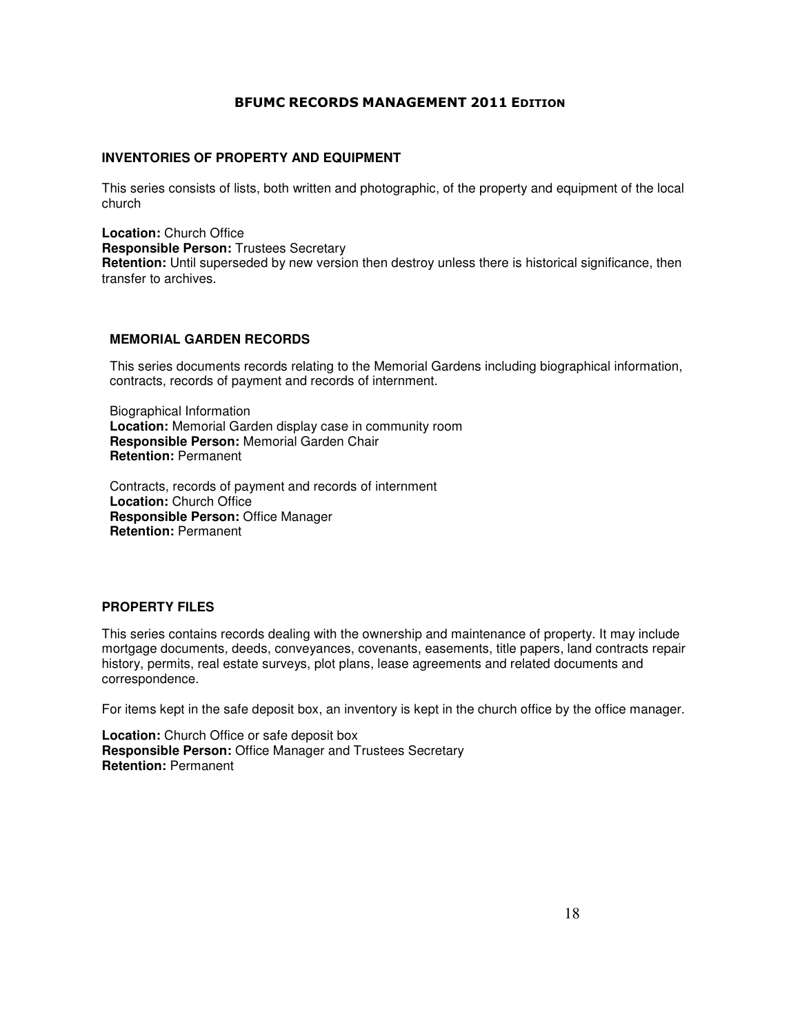## INVENTORIES OF PROPERTY AND EQUIPMENT

This series consists of lists, both written and photographic, of the property and equipment of the local church

**Location:** Church Office
**Responsible Person:** Trustees Secretary
**Retention:** Until superseded by new version then destroy unless there is historical significance, then transfer to archives.

## MEMORIAL GARDEN RECORDS

This series documents records relating to the Memorial Gardens including biographical information, contracts, records of payment and records of internment.

Biographical Information
**Location:** Memorial Garden display case in community room
**Responsible Person:** Memorial Garden Chair
**Retention:** Permanent

Contracts, records of payment and records of internment
**Location:** Church Office
**Responsible Person:** Office Manager
**Retention:** Permanent

## PROPERTY FILES

This series contains records dealing with the ownership and maintenance of property. It may include mortgage documents, deeds, conveyances, covenants, easements, title papers, land contracts repair history, permits, real estate surveys, plot plans, lease agreements and related documents and correspondence.

For items kept in the safe deposit box, an inventory is kept in the church office by the office manager.

**Location:** Church Office or safe deposit box
**Responsible Person:** Office Manager and Trustees Secretary
**Retention:** Permanent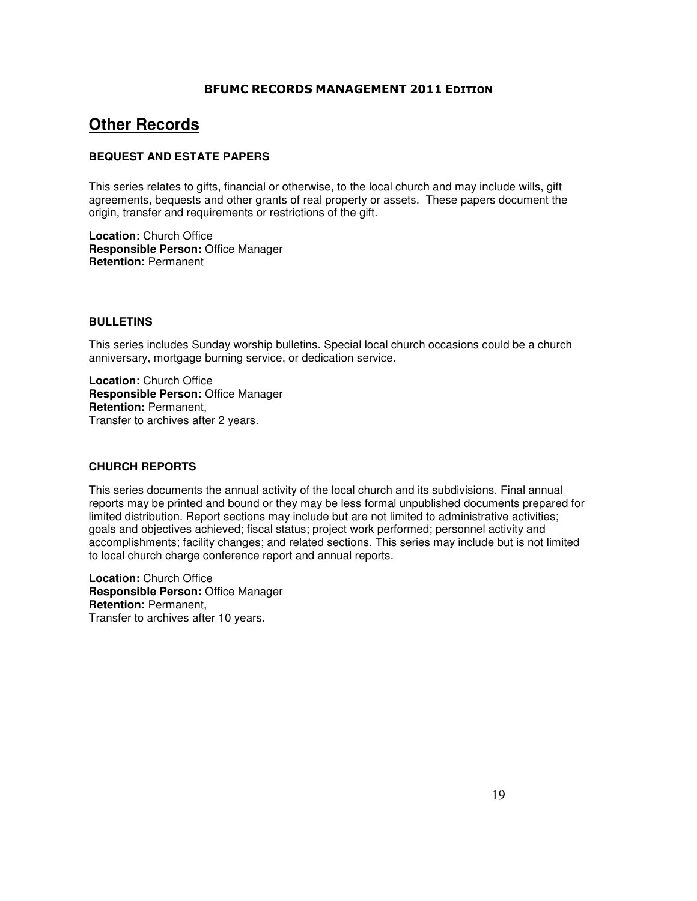## Other Records

### BEQUEST AND ESTATE PAPERS

This series relates to gifts, financial or otherwise, to the local church and may include wills, gift agreements, bequests and other grants of real property or assets. These papers document the origin, transfer and requirements or restrictions of the gift.

**Location:** Church Office
**Responsible Person:** Office Manager
**Retention:** Permanent

### BULLETINS

This series includes Sunday worship bulletins. Special local church occasions could be a church anniversary, mortgage burning service, or dedication service.

**Location:** Church Office
**Responsible Person:** Office Manager
**Retention:** Permanent,
Transfer to archives after 2 years.

### CHURCH REPORTS

This series documents the annual activity of the local church and its subdivisions. Final annual reports may be printed and bound or they may be less formal unpublished documents prepared for limited distribution. Report sections may include but are not limited to administrative activities; goals and objectives achieved; fiscal status; project work performed; personnel activity and accomplishments; facility changes; and related sections. This series may include but is not limited to local church charge conference report and annual reports.

**Location:** Church Office
**Responsible Person:** Office Manager
**Retention:** Permanent,
Transfer to archives after 10 years.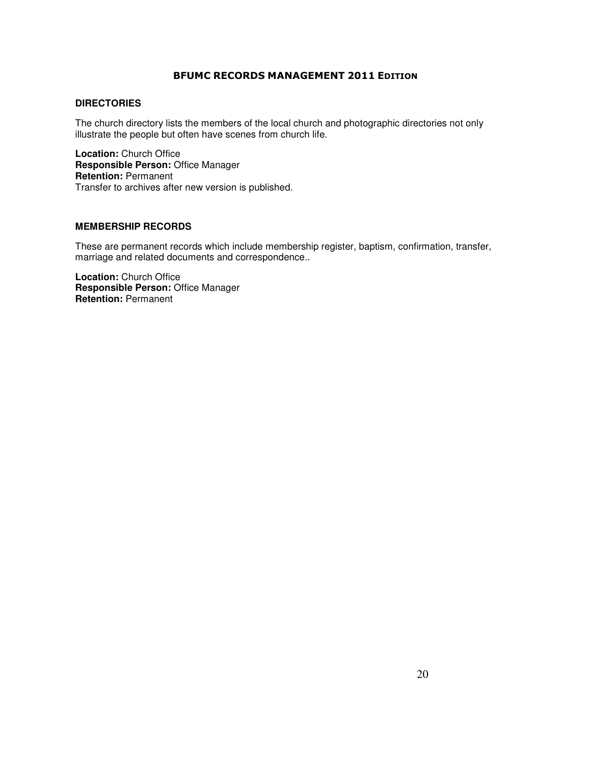## DIRECTORIES

The church directory lists the members of the local church and photographic directories not only illustrate the people but often have scenes from church life.

**Location:** Church Office
**Responsible Person:** Office Manager
**Retention:** Permanent
Transfer to archives after new version is published.

## MEMBERSHIP RECORDS

These are permanent records which include membership register, baptism, confirmation, transfer, marriage and related documents and correspondence..

**Location:** Church Office
**Responsible Person:** Office Manager
**Retention:** Permanent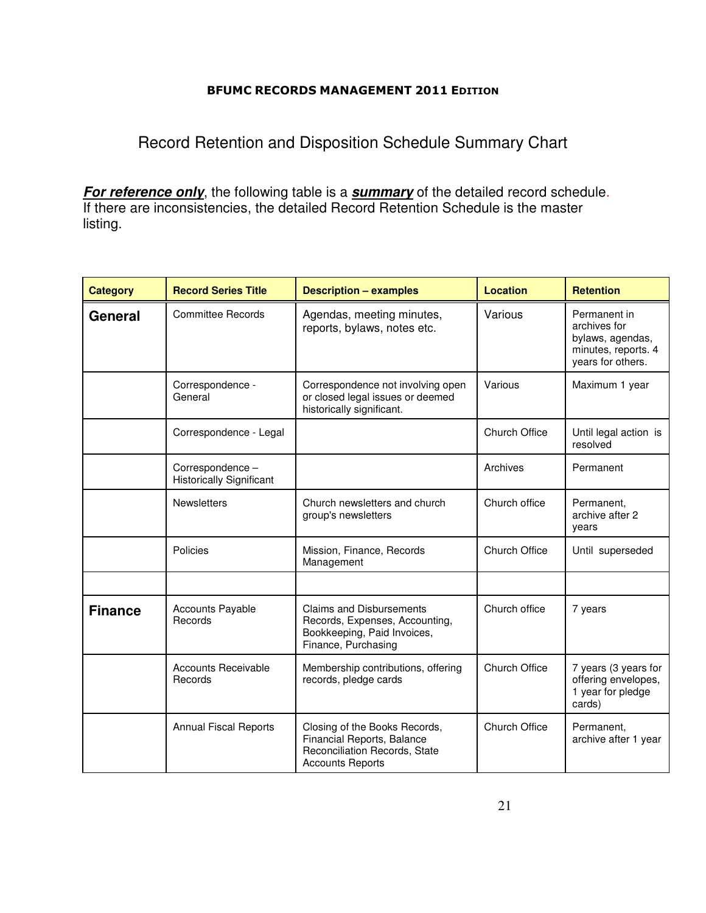**BFUMC RECORDS MANAGEMENT 2011 EDITION**

# Record Retention and Disposition Schedule Summary Chart

***For reference only***, the following table is a ***summary*** of the detailed record schedule. If there are inconsistencies, the detailed Record Retention Schedule is the master listing.

| Category | Record Series Title | Description – examples | Location | Retention |
|---|---|---|---|---|
| **General** | Committee Records | Agendas, meeting minutes, reports, bylaws, notes etc. | Various | Permanent in archives for bylaws, agendas, minutes, reports. 4 years for others. |
| | Correspondence - General | Correspondence not involving open or closed legal issues or deemed historically significant. | Various | Maximum 1 year |
| | Correspondence - Legal | | Church Office | Until legal action is resolved |
| | Correspondence – Historically Significant | | Archives | Permanent |
| | Newsletters | Church newsletters and church group's newsletters | Church office | Permanent, archive after 2 years |
| | Policies | Mission, Finance, Records Management | Church Office | Until superseded |
| | | | | |
| **Finance** | Accounts Payable Records | Claims and Disbursements Records, Expenses, Accounting, Bookkeeping, Paid Invoices, Finance, Purchasing | Church office | 7 years |
| | Accounts Receivable Records | Membership contributions, offering records, pledge cards | Church Office | 7 years (3 years for offering envelopes, 1 year for pledge cards) |
| | Annual Fiscal Reports | Closing of the Books Records, Financial Reports, Balance Reconciliation Records, State Accounts Reports | Church Office | Permanent, archive after 1 year |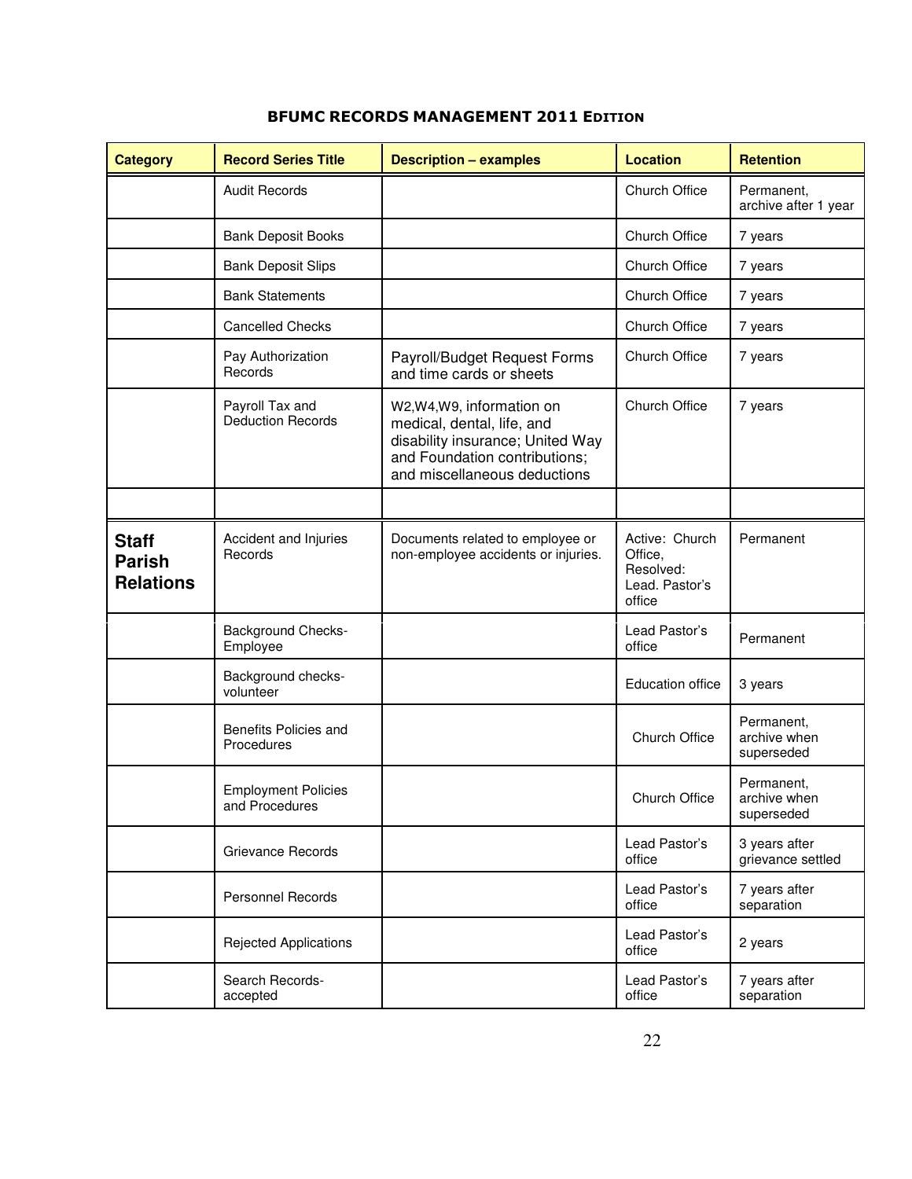## BFUMC RECORDS MANAGEMENT 2011 EDITION

| Category | Record Series Title | Description – examples | Location | Retention |
|---|---|---|---|---|
| | Audit Records | | Church Office | Permanent, archive after 1 year |
| | Bank Deposit Books | | Church Office | 7 years |
| | Bank Deposit Slips | | Church Office | 7 years |
| | Bank Statements | | Church Office | 7 years |
| | Cancelled Checks | | Church Office | 7 years |
| | Pay Authorization Records | Payroll/Budget Request Forms and time cards or sheets | Church Office | 7 years |
| | Payroll Tax and Deduction Records | W2,W4,W9, information on medical, dental, life, and disability insurance; United Way and Foundation contributions; and miscellaneous deductions | Church Office | 7 years |
| | | | | |
| **Staff Parish Relations** | Accident and Injuries Records | Documents related to employee or non-employee accidents or injuries. | Active: Church Office, Resolved: Lead. Pastor's office | Permanent |
| | Background Checks-Employee | | Lead Pastor's office | Permanent |
| | Background checks-volunteer | | Education office | 3 years |
| | Benefits Policies and Procedures | | Church Office | Permanent, archive when superseded |
| | Employment Policies and Procedures | | Church Office | Permanent, archive when superseded |
| | Grievance Records | | Lead Pastor's office | 3 years after grievance settled |
| | Personnel Records | | Lead Pastor's office | 7 years after separation |
| | Rejected Applications | | Lead Pastor's office | 2 years |
| | Search Records-accepted | | Lead Pastor's office | 7 years after separation |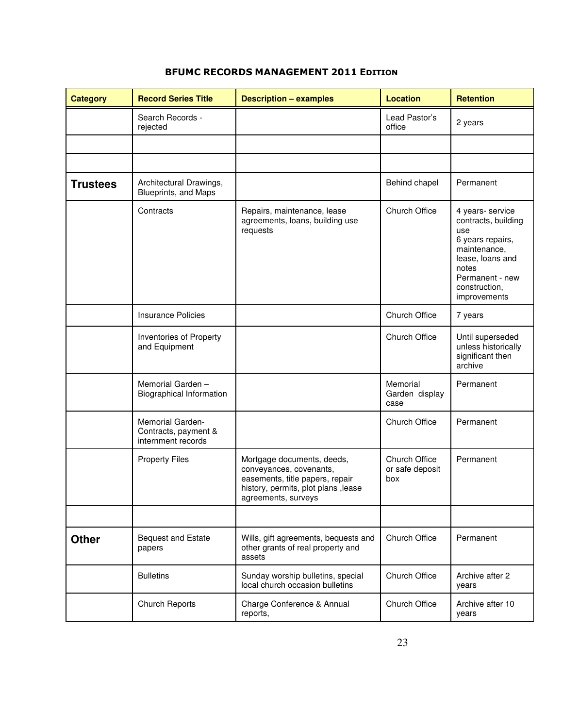# BFUMC RECORDS MANAGEMENT 2011 EDITION

| Category | Record Series Title | Description – examples | Location | Retention |
|---|---|---|---|---|
| | Search Records - rejected | | Lead Pastor's office | 2 years |
| | | | | |
| | | | | |
| **Trustees** | Architectural Drawings, Blueprints, and Maps | | Behind chapel | Permanent |
| | Contracts | Repairs, maintenance, lease agreements, loans, building use requests | Church Office | 4 years- service contracts, building use<br>6 years repairs, maintenance, lease, loans and notes<br>Permanent - new construction, improvements |
| | Insurance Policies | | Church Office | 7 years |
| | Inventories of Property and Equipment | | Church Office | Until superseded unless historically significant then archive |
| | Memorial Garden – Biographical Information | | Memorial Garden display case | Permanent |
| | Memorial Garden- Contracts, payment & internment records | | Church Office | Permanent |
| | Property Files | Mortgage documents, deeds, conveyances, covenants, easements, title papers, repair history, permits, plot plans ,lease agreements, surveys | Church Office or safe deposit box | Permanent |
| | | | | |
| **Other** | Bequest and Estate papers | Wills, gift agreements, bequests and other grants of real property and assets | Church Office | Permanent |
| | Bulletins | Sunday worship bulletins, special local church occasion bulletins | Church Office | Archive after 2 years |
| | Church Reports | Charge Conference & Annual reports, | Church Office | Archive after 10 years |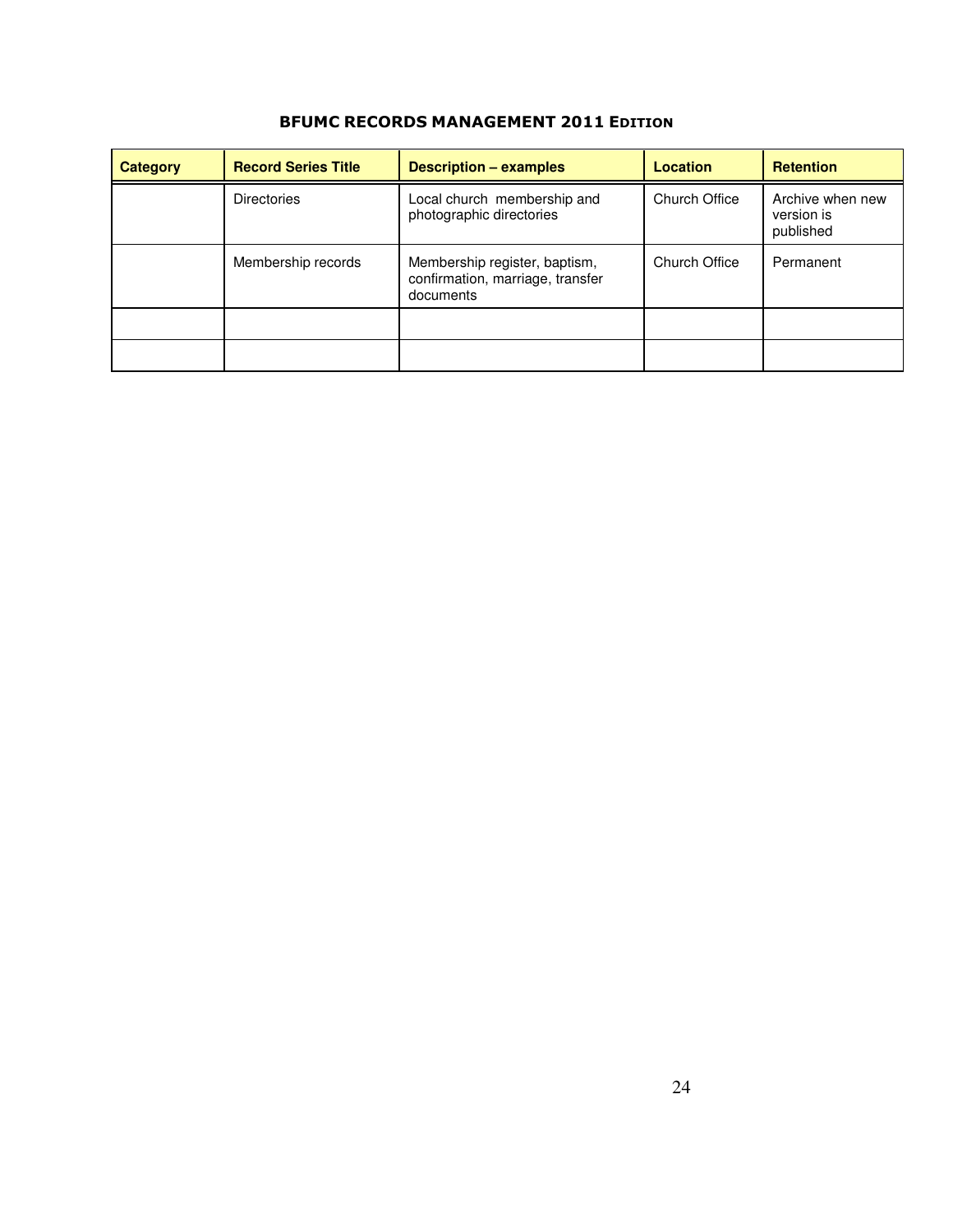## BFUMC RECORDS MANAGEMENT 2011 EDITION

| Category | Record Series Title | Description – examples | Location | Retention |
|---|---|---|---|---|
| | Directories | Local church membership and photographic directories | Church Office | Archive when new version is published |
| | Membership records | Membership register, baptism, confirmation, marriage, transfer documents | Church Office | Permanent |
| | | | | |
| | | | | |